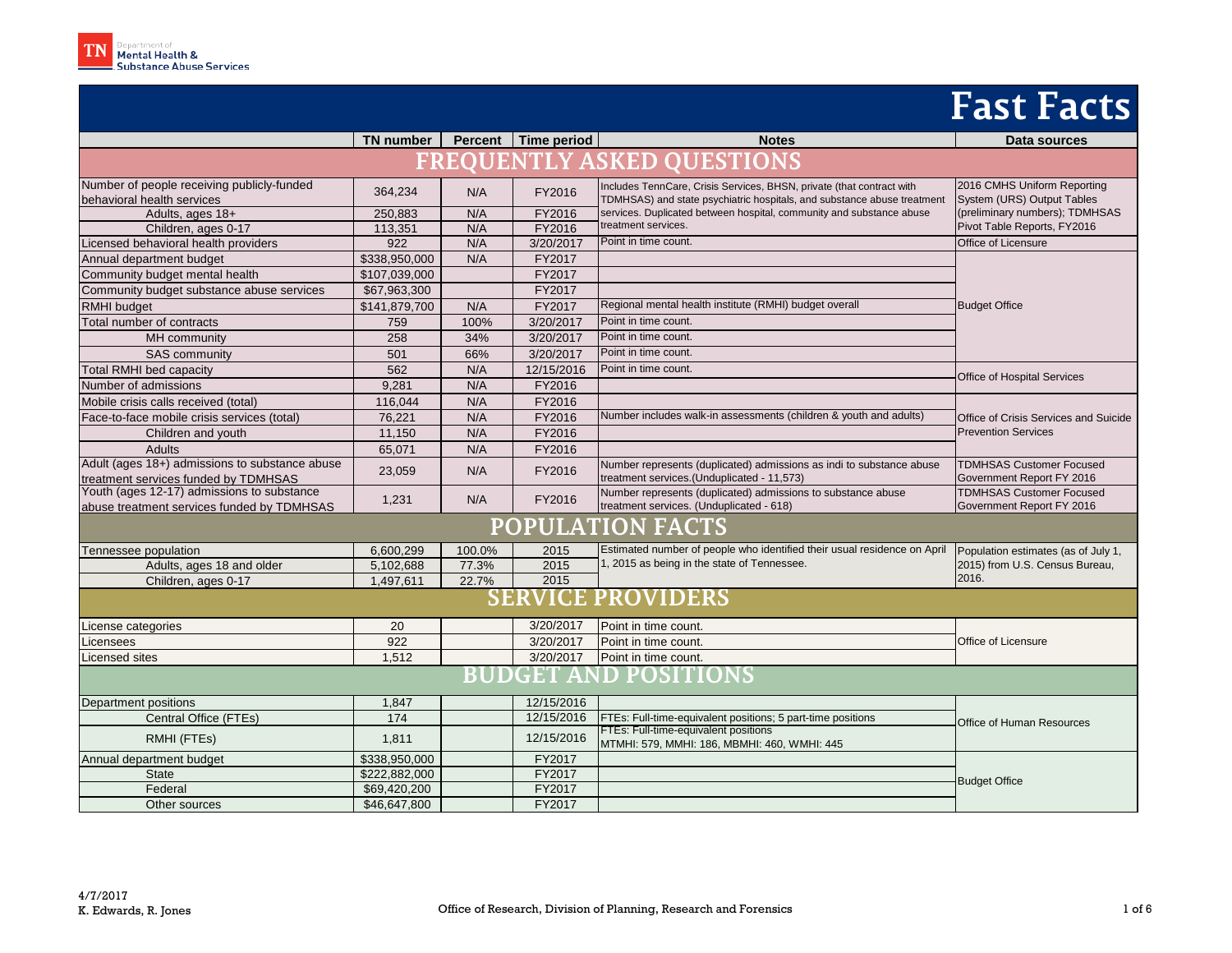Department of Mental Health & Substance Abuse Services

# Fast Facts

| | TN number | Percent | Time period | Notes | Data sources |
|---|---|---|---|---|---|
| **FREQUENTLY ASKED QUESTIONS** | | | | | |
| Number of people receiving publicly-funded behavioral health services | 364,234 | N/A | FY2016 | Includes TennCare, Crisis Services, BHSN, private (that contract with TDMHSAS) and state psychiatric hospitals, and substance abuse treatment services. Duplicated between hospital, community and substance abuse treatment services. | 2016 CMHS Uniform Reporting System (URS) Output Tables (preliminary numbers); TDMHSAS Pivot Table Reports, FY2016 |
| Adults, ages 18+ | 250,883 | N/A | FY2016 | | |
| Children, ages 0-17 | 113,351 | N/A | FY2016 | | |
| Licensed behavioral health providers | 922 | N/A | 3/20/2017 | Point in time count. | Office of Licensure |
| Annual department budget | $338,950,000 | N/A | FY2017 | | Budget Office |
| Community budget mental health | $107,039,000 | | FY2017 | | |
| Community budget substance abuse services | $67,963,300 | | FY2017 | | |
| RMHI budget | $141,879,700 | N/A | FY2017 | Regional mental health institute (RMHI) budget overall | |
| Total number of contracts | 759 | 100% | 3/20/2017 | Point in time count. | |
| MH community | 258 | 34% | 3/20/2017 | Point in time count. | |
| SAS community | 501 | 66% | 3/20/2017 | Point in time count. | |
| Total RMHI bed capacity | 562 | N/A | 12/15/2016 | Point in time count. | Office of Hospital Services |
| Number of admissions | 9,281 | N/A | FY2016 | | |
| Mobile crisis calls received (total) | 116,044 | N/A | FY2016 | | Office of Crisis Services and Suicide Prevention Services |
| Face-to-face mobile crisis services (total) | 76,221 | N/A | FY2016 | Number includes walk-in assessments (children & youth and adults) | |
| Children and youth | 11,150 | N/A | FY2016 | | |
| Adults | 65,071 | N/A | FY2016 | | |
| Adult (ages 18+) admissions to substance abuse treatment services funded by TDMHSAS | 23,059 | N/A | FY2016 | Number represents (duplicated) admissions as indi to substance abuse treatment services.(Unduplicated - 11,573) | TDMHSAS Customer Focused Government Report FY 2016 |
| Youth (ages 12-17) admissions to substance abuse treatment services funded by TDMHSAS | 1,231 | N/A | FY2016 | Number represents (duplicated) admissions to substance abuse treatment services. (Unduplicated - 618) | TDMHSAS Customer Focused Government Report FY 2016 |
| **POPULATION FACTS** | | | | | |
| Tennessee population | 6,600,299 | 100.0% | 2015 | Estimated number of people who identified their usual residence on April 1, 2015 as being in the state of Tennessee. | Population estimates (as of July 1, 2015) from U.S. Census Bureau, 2016. |
| Adults, ages 18 and older | 5,102,688 | 77.3% | 2015 | | |
| Children, ages 0-17 | 1,497,611 | 22.7% | 2015 | | |
| **SERVICE PROVIDERS** | | | | | |
| License categories | 20 | | 3/20/2017 | Point in time count. | Office of Licensure |
| Licensees | 922 | | 3/20/2017 | Point in time count. | |
| Licensed sites | 1,512 | | 3/20/2017 | Point in time count. | |
| **BUDGET AND POSITIONS** | | | | | |
| Department positions | 1,847 | | 12/15/2016 | | Office of Human Resources |
| Central Office (FTEs) | 174 | | 12/15/2016 | FTEs: Full-time-equivalent positions; 5 part-time positions | |
| RMHI (FTEs) | 1,811 | | 12/15/2016 | FTEs: Full-time-equivalent positions MTMHI: 579, MMHI: 186, MBMHI: 460, WMHI: 445 | |
| Annual department budget | $338,950,000 | | FY2017 | | Budget Office |
| State | $222,882,000 | | FY2017 | | |
| Federal | $69,420,200 | | FY2017 | | |
| Other sources | $46,647,800 | | FY2017 | | |

4/7/2017
K. Edwards, R. Jones

Office of Research, Division of Planning, Research and Forensics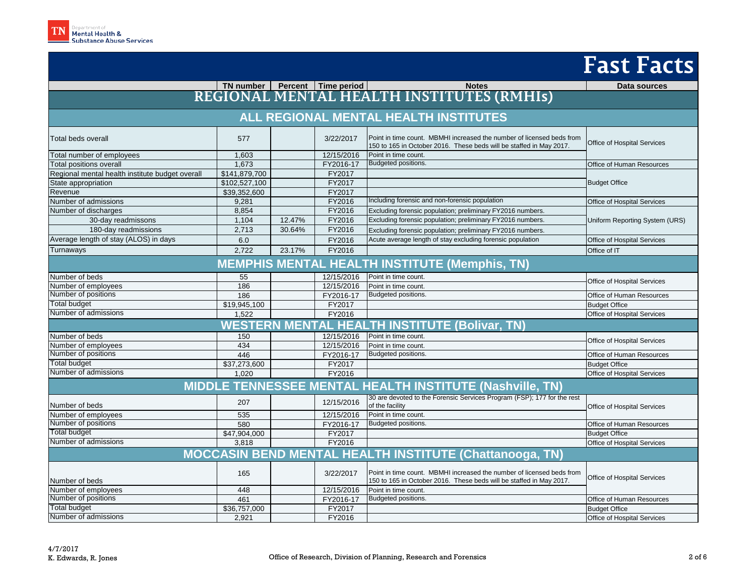Department of Mental Health & Substance Abuse Services

# Fast Facts

| | TN number | Percent | Time period | Notes | Data sources |
|---|---|---|---|---|---|
| **REGIONAL MENTAL HEALTH INSTITUTES (RMHIs)** | | | | | |
| **ALL REGIONAL MENTAL HEALTH INSTITUTES** | | | | | |
| Total beds overall | 577 | | 3/22/2017 | Point in time count. MBMHI increased the number of licensed beds from 150 to 165 in October 2016. These beds will be staffed in May 2017. | Office of Hospital Services |
| Total number of employees | 1,603 | | 12/15/2016 | Point in time count. | Office of Hospital Services |
| Total positions overall | 1,673 | | FY2016-17 | Budgeted positions. | Office of Human Resources |
| Regional mental health institute budget overall | $141,879,700 | | FY2017 | | Budget Office |
| State appropriation | $102,527,100 | | FY2017 | | Budget Office |
| Revenue | $39,352,600 | | FY2017 | | Budget Office |
| Number of admissions | 9,281 | | FY2016 | Including forensic and non-forensic population | Office of Hospital Services |
| Number of discharges | 8,854 | | FY2016 | Excluding forensic population; preliminary FY2016 numbers. | Uniform Reporting System (URS) |
| 30-day readmissons | 1,104 | 12.47% | FY2016 | Excluding forensic population; preliminary FY2016 numbers. | Uniform Reporting System (URS) |
| 180-day readmissions | 2,713 | 30.64% | FY2016 | Excluding forensic population; preliminary FY2016 numbers. | Uniform Reporting System (URS) |
| Average length of stay (ALOS) in days | 6.0 | | FY2016 | Acute average length of stay excluding forensic population | Office of Hospital Services |
| Turnaways | 2,722 | 23.17% | FY2016 | | Office of IT |
| **MEMPHIS MENTAL HEALTH INSTITUTE (Memphis, TN)** | | | | | |
| Number of beds | 55 | | 12/15/2016 | Point in time count. | Office of Hospital Services |
| Number of employees | 186 | | 12/15/2016 | Point in time count. | Office of Hospital Services |
| Number of positions | 186 | | FY2016-17 | Budgeted positions. | Office of Human Resources |
| Total budget | $19,945,100 | | FY2017 | | Budget Office |
| Number of admissions | 1,522 | | FY2016 | | Office of Hospital Services |
| **WESTERN MENTAL HEALTH INSTITUTE (Bolivar, TN)** | | | | | |
| Number of beds | 150 | | 12/15/2016 | Point in time count. | Office of Hospital Services |
| Number of employees | 434 | | 12/15/2016 | Point in time count. | Office of Hospital Services |
| Number of positions | 446 | | FY2016-17 | Budgeted positions. | Office of Human Resources |
| Total budget | $37,273,600 | | FY2017 | | Budget Office |
| Number of admissions | 1,020 | | FY2016 | | Office of Hospital Services |
| **MIDDLE TENNESSEE MENTAL HEALTH INSTITUTE (Nashville, TN)** | | | | | |
| Number of beds | 207 | | 12/15/2016 | 30 are devoted to the Forensic Services Program (FSP); 177 for the rest of the facility | Office of Hospital Services |
| Number of employees | 535 | | 12/15/2016 | Point in time count. | Office of Hospital Services |
| Number of positions | 580 | | FY2016-17 | Budgeted positions. | Office of Human Resources |
| Total budget | $47,904,000 | | FY2017 | | Budget Office |
| Number of admissions | 3,818 | | FY2016 | | Office of Hospital Services |
| **MOCCASIN BEND MENTAL HEALTH INSTITUTE (Chattanooga, TN)** | | | | | |
| Number of beds | 165 | | 3/22/2017 | Point in time count. MBMHI increased the number of licensed beds from 150 to 165 in October 2016. These beds will be staffed in May 2017. | Office of Hospital Services |
| Number of employees | 448 | | 12/15/2016 | Point in time count. | Office of Hospital Services |
| Number of positions | 461 | | FY2016-17 | Budgeted positions. | Office of Human Resources |
| Total budget | $36,757,000 | | FY2017 | | Budget Office |
| Number of admissions | 2,921 | | FY2016 | | Office of Hospital Services |

4/7/2017
K. Edwards, R. Jones

Office of Research, Division of Planning, Research and Forensics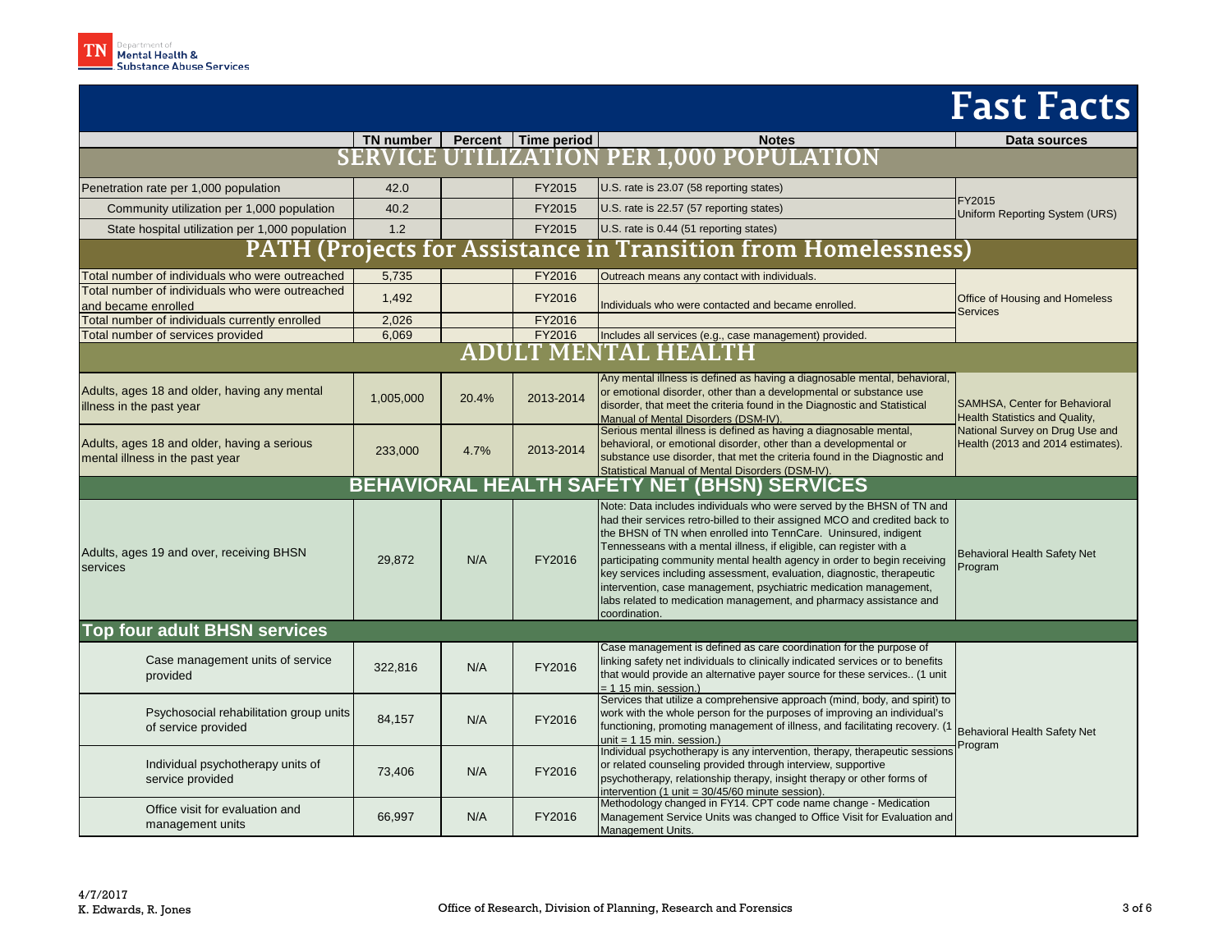# Fast Facts

| | TN number | Percent | Time period | Notes | Data sources |
|---|---|---|---|---|---|
| **SERVICE UTILIZATION PER 1,000 POPULATION** | | | | | |
| Penetration rate per 1,000 population | 42.0 | | FY2015 | U.S. rate is 23.07 (58 reporting states) | FY2015 Uniform Reporting System (URS) |
| Community utilization per 1,000 population | 40.2 | | FY2015 | U.S. rate is 22.57 (57 reporting states) | |
| State hospital utilization per 1,000 population | 1.2 | | FY2015 | U.S. rate is 0.44 (51 reporting states) | |
| **PATH (Projects for Assistance in Transition from Homelessness)** | | | | | |
| Total number of individuals who were outreached | 5,735 | | FY2016 | Outreach means any contact with individuals. | Office of Housing and Homeless Services |
| Total number of individuals who were outreached and became enrolled | 1,492 | | FY2016 | Individuals who were contacted and became enrolled. | |
| Total number of individuals currently enrolled | 2,026 | | FY2016 | | |
| Total number of services provided | 6,069 | | FY2016 | Includes all services (e.g., case management) provided. | |
| **ADULT MENTAL HEALTH** | | | | | |
| Adults, ages 18 and older, having any mental illness in the past year | 1,005,000 | 20.4% | 2013-2014 | Any mental illness is defined as having a diagnosable mental, behavioral, or emotional disorder, other than a developmental or substance use disorder, that meet the criteria found in the Diagnostic and Statistical Manual of Mental Disorders (DSM-IV). | SAMHSA, Center for Behavioral Health Statistics and Quality, National Survey on Drug Use and Health (2013 and 2014 estimates). |
| Adults, ages 18 and older, having a serious mental illness in the past year | 233,000 | 4.7% | 2013-2014 | Serious mental illness is defined as having a diagnosable mental, behavioral, or emotional disorder, other than a developmental or substance use disorder, that met the criteria found in the Diagnostic and Statistical Manual of Mental Disorders (DSM-IV). | |
| **BEHAVIORAL HEALTH SAFETY NET (BHSN) SERVICES** | | | | | |
| Adults, ages 19 and over, receiving BHSN services | 29,872 | N/A | FY2016 | Note: Data includes individuals who were served by the BHSN of TN and had their services retro-billed to their assigned MCO and credited back to the BHSN of TN when enrolled into TennCare. Uninsured, indigent Tennesseans with a mental illness, if eligible, can register with a participating community mental health agency in order to begin receiving key services including assessment, evaluation, diagnostic, therapeutic intervention, case management, psychiatric medication management, labs related to medication management, and pharmacy assistance and coordination. | Behavioral Health Safety Net Program |
| **Top four adult BHSN services** | | | | | |
| Case management units of service provided | 322,816 | N/A | FY2016 | Case management is defined as care coordination for the purpose of linking safety net individuals to clinically indicated services or to benefits that would provide an alternative payer source for these services.. (1 unit = 1 15 min. session.) | Behavioral Health Safety Net Program |
| Psychosocial rehabilitation group units of service provided | 84,157 | N/A | FY2016 | Services that utilize a comprehensive approach (mind, body, and spirit) to work with the whole person for the purposes of improving an individual's functioning, promoting management of illness, and facilitating recovery. (1 unit = 1 15 min. session.) | |
| Individual psychotherapy units of service provided | 73,406 | N/A | FY2016 | Individual psychotherapy is any intervention, therapy, therapeutic sessions or related counseling provided through interview, supportive psychotherapy, relationship therapy, insight therapy or other forms of intervention (1 unit = 30/45/60 minute session). | |
| Office visit for evaluation and management units | 66,997 | N/A | FY2016 | Methodology changed in FY14. CPT code name change - Medication Management Service Units was changed to Office Visit for Evaluation and Management Units. | |

4/7/2017
K. Edwards, R. Jones

Office of Research, Division of Planning, Research and Forensics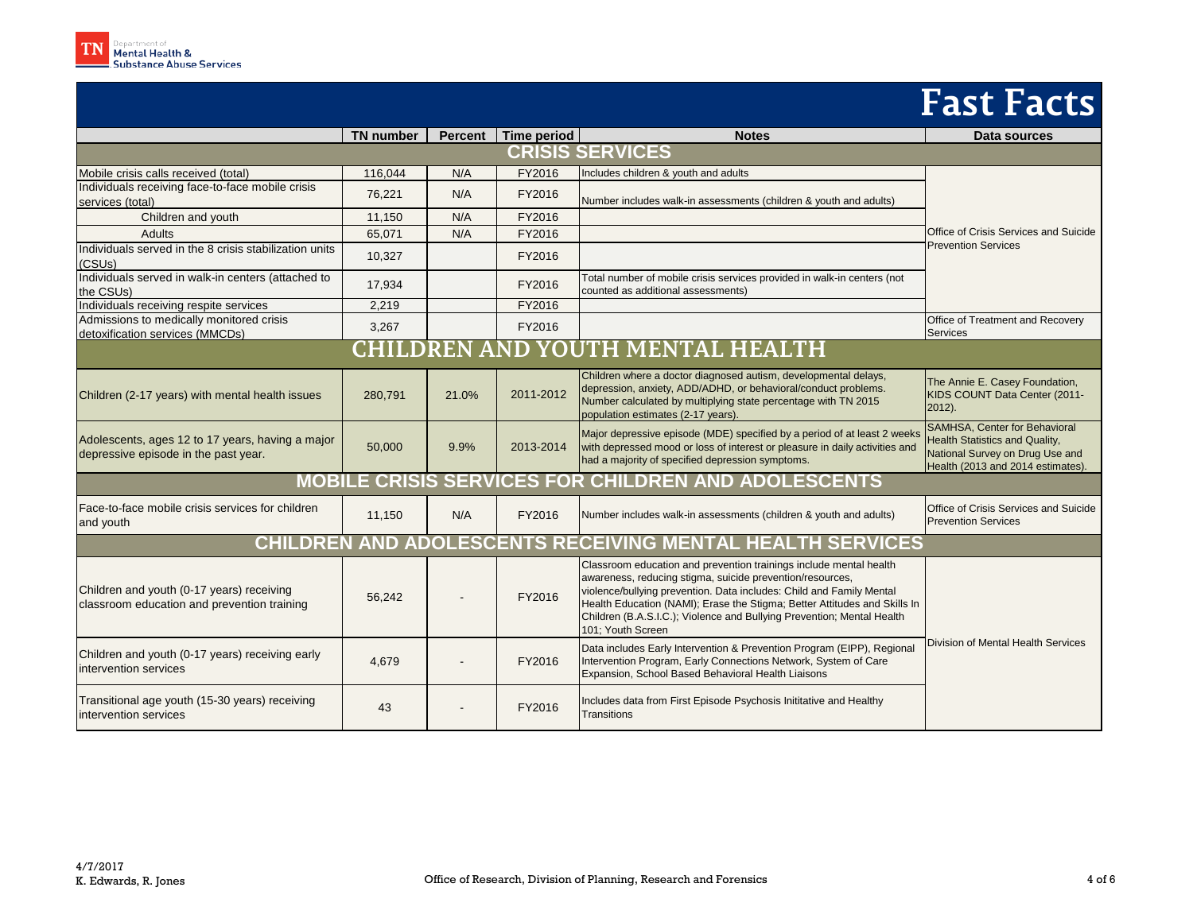# Fast Facts

| | TN number | Percent | Time period | Notes | Data sources |
|---|---|---|---|---|---|
| **CRISIS SERVICES** | | | | | |
| Mobile crisis calls received (total) | 116,044 | N/A | FY2016 | Includes children & youth and adults | Office of Crisis Services and Suicide Prevention Services |
| Individuals receiving face-to-face mobile crisis services (total) | 76,221 | N/A | FY2016 | Number includes walk-in assessments (children & youth and adults) | |
| Children and youth | 11,150 | N/A | FY2016 | | |
| Adults | 65,071 | N/A | FY2016 | | |
| Individuals served in the 8 crisis stabilization units (CSUs) | 10,327 | | FY2016 | | |
| Individuals served in walk-in centers (attached to the CSUs) | 17,934 | | FY2016 | Total number of mobile crisis services provided in walk-in centers (not counted as additional assessments) | |
| Individuals receiving respite services | 2,219 | | FY2016 | | |
| Admissions to medically monitored crisis detoxification services (MMCDs) | 3,267 | | FY2016 | | Office of Treatment and Recovery Services |
| **CHILDREN AND YOUTH MENTAL HEALTH** | | | | | |
| Children (2-17 years) with mental health issues | 280,791 | 21.0% | 2011-2012 | Children where a doctor diagnosed autism, developmental delays, depression, anxiety, ADD/ADHD, or behavioral/conduct problems. Number calculated by multiplying state percentage with TN 2015 population estimates (2-17 years). | The Annie E. Casey Foundation, KIDS COUNT Data Center (2011-2012). |
| Adolescents, ages 12 to 17 years, having a major depressive episode in the past year. | 50,000 | 9.9% | 2013-2014 | Major depressive episode (MDE) specified by a period of at least 2 weeks with depressed mood or loss of interest or pleasure in daily activities and had a majority of specified depression symptoms. | SAMHSA, Center for Behavioral Health Statistics and Quality, National Survey on Drug Use and Health (2013 and 2014 estimates). |
| **MOBILE CRISIS SERVICES FOR CHILDREN AND ADOLESCENTS** | | | | | |
| Face-to-face mobile crisis services for children and youth | 11,150 | N/A | FY2016 | Number includes walk-in assessments (children & youth and adults) | Office of Crisis Services and Suicide Prevention Services |
| **CHILDREN AND ADOLESCENTS RECEIVING MENTAL HEALTH SERVICES** | | | | | |
| Children and youth (0-17 years) receiving classroom education and prevention training | 56,242 | - | FY2016 | Classroom education and prevention trainings include mental health awareness, reducing stigma, suicide prevention/resources, violence/bullying prevention. Data includes: Child and Family Mental Health Education (NAMI); Erase the Stigma; Better Attitudes and Skills In Children (B.A.S.I.C.); Violence and Bullying Prevention; Mental Health 101; Youth Screen | Division of Mental Health Services |
| Children and youth (0-17 years) receiving early intervention services | 4,679 | - | FY2016 | Data includes Early Intervention & Prevention Program (EIPP), Regional Intervention Program, Early Connections Network, System of Care Expansion, School Based Behavioral Health Liaisons | |
| Transitional age youth (15-30 years) receiving intervention services | 43 | - | FY2016 | Includes data from First Episode Psychosis Inititative and Healthy Transitions | |

4/7/2017
K. Edwards, R. Jones

Office of Research, Division of Planning, Research and Forensics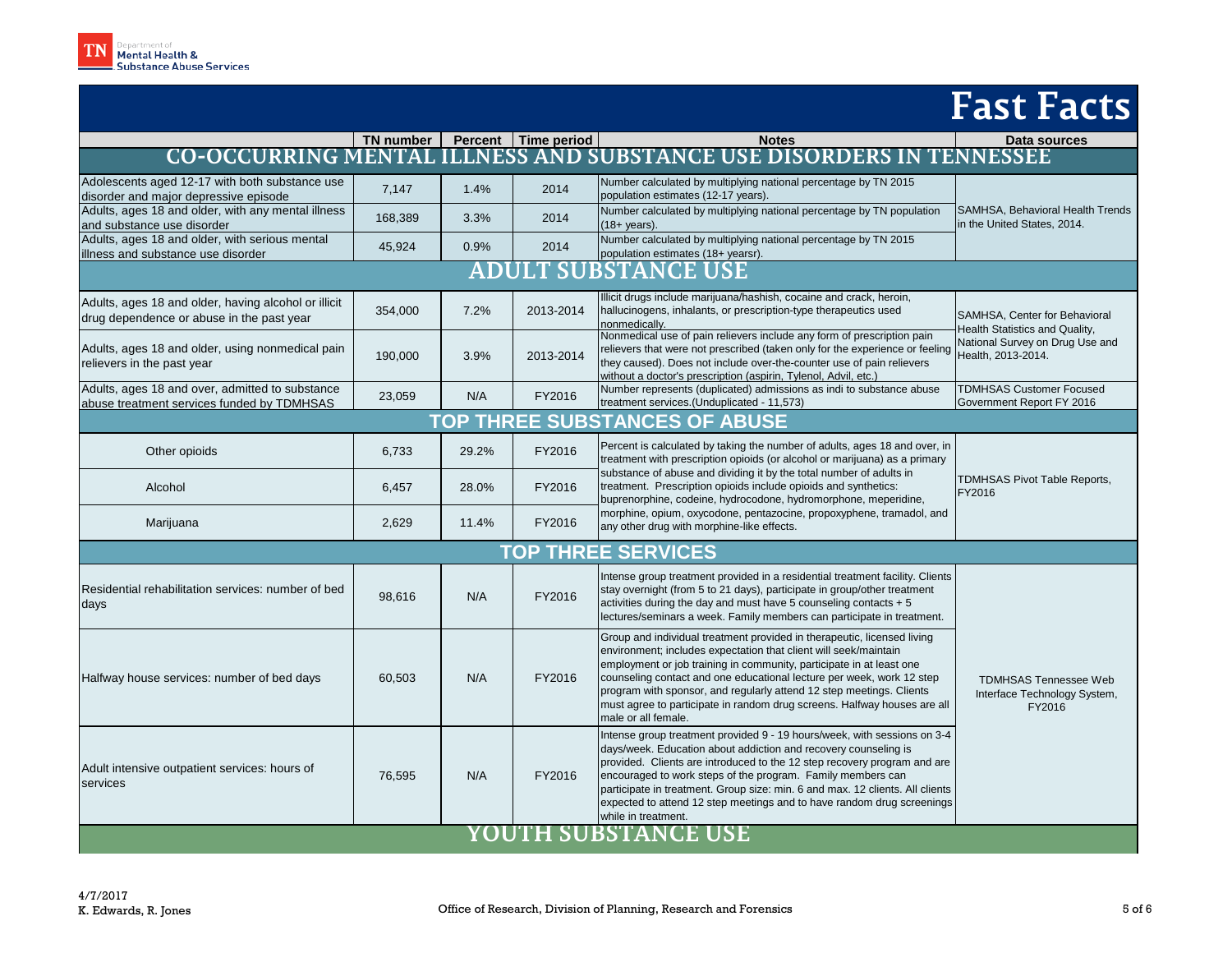# Fast Facts

| | TN number | Percent | Time period | Notes | Data sources |
|---|---|---|---|---|---|
| **CO-OCCURRING MENTAL ILLNESS AND SUBSTANCE USE DISORDERS IN TENNESSEE** | | | | | |
| Adolescents aged 12-17 with both substance use disorder and major depressive episode | 7,147 | 1.4% | 2014 | Number calculated by multiplying national percentage by TN 2015 population estimates (12-17 years). | SAMHSA, Behavioral Health Trends in the United States, 2014. |
| Adults, ages 18 and older, with any mental illness and substance use disorder | 168,389 | 3.3% | 2014 | Number calculated by multiplying national percentage by TN population (18+ years). | |
| Adults, ages 18 and older, with serious mental illness and substance use disorder | 45,924 | 0.9% | 2014 | Number calculated by multiplying national percentage by TN 2015 population estimates (18+ yearsr). | |
| **ADULT SUBSTANCE USE** | | | | | |
| Adults, ages 18 and older, having alcohol or illicit drug dependence or abuse in the past year | 354,000 | 7.2% | 2013-2014 | Illicit drugs include marijuana/hashish, cocaine and crack, heroin, hallucinogens, inhalants, or prescription-type therapeutics used nonmedically. | SAMHSA, Center for Behavioral Health Statistics and Quality, National Survey on Drug Use and Health, 2013-2014. |
| Adults, ages 18 and older, using nonmedical pain relievers in the past year | 190,000 | 3.9% | 2013-2014 | Nonmedical use of pain relievers include any form of prescription pain relievers that were not prescribed (taken only for the experience or feeling they caused). Does not include over-the-counter use of pain relievers without a doctor's prescription (aspirin, Tylenol, Advil, etc.) | |
| Adults, ages 18 and over, admitted to substance abuse treatment services funded by TDMHSAS | 23,059 | N/A | FY2016 | Number represents (duplicated) admissions as indi to substance abuse treatment services.(Unduplicated - 11,573) | TDMHSAS Customer Focused Government Report FY 2016 |
| **TOP THREE SUBSTANCES OF ABUSE** | | | | | |
| Other opioids | 6,733 | 29.2% | FY2016 | Percent is calculated by taking the number of adults, ages 18 and over, in treatment with prescription opioids (or alcohol or marijuana) as a primary substance of abuse and dividing it by the total number of adults in treatment. Prescription opioids include opioids and synthetics: buprenorphine, codeine, hydrocodone, hydromorphone, meperidine, morphine, opium, oxycodone, pentazocine, propoxyphene, tramadol, and any other drug with morphine-like effects. | TDMHSAS Pivot Table Reports, FY2016 |
| Alcohol | 6,457 | 28.0% | FY2016 | | |
| Marijuana | 2,629 | 11.4% | FY2016 | | |
| **TOP THREE SERVICES** | | | | | |
| Residential rehabilitation services: number of bed days | 98,616 | N/A | FY2016 | Intense group treatment provided in a residential treatment facility. Clients stay overnight (from 5 to 21 days), participate in group/other treatment activities during the day and must have 5 counseling contacts + 5 lectures/seminars a week. Family members can participate in treatment. | TDMHSAS Tennessee Web Interface Technology System, FY2016 |
| Halfway house services: number of bed days | 60,503 | N/A | FY2016 | Group and individual treatment provided in therapeutic, licensed living environment; includes expectation that client will seek/maintain employment or job training in community, participate in at least one counseling contact and one educational lecture per week, work 12 step program with sponsor, and regularly attend 12 step meetings. Clients must agree to participate in random drug screens. Halfway houses are all male or all female. | |
| Adult intensive outpatient services: hours of services | 76,595 | N/A | FY2016 | Intense group treatment provided 9 - 19 hours/week, with sessions on 3-4 days/week. Education about addiction and recovery counseling is provided. Clients are introduced to the 12 step recovery program and are encouraged to work steps of the program. Family members can participate in treatment. Group size: min. 6 and max. 12 clients. All clients expected to attend 12 step meetings and to have random drug screenings while in treatment. | |
| **YOUTH SUBSTANCE USE** | | | | | |

4/7/2017
K. Edwards, R. Jones

Office of Research, Division of Planning, Research and Forensics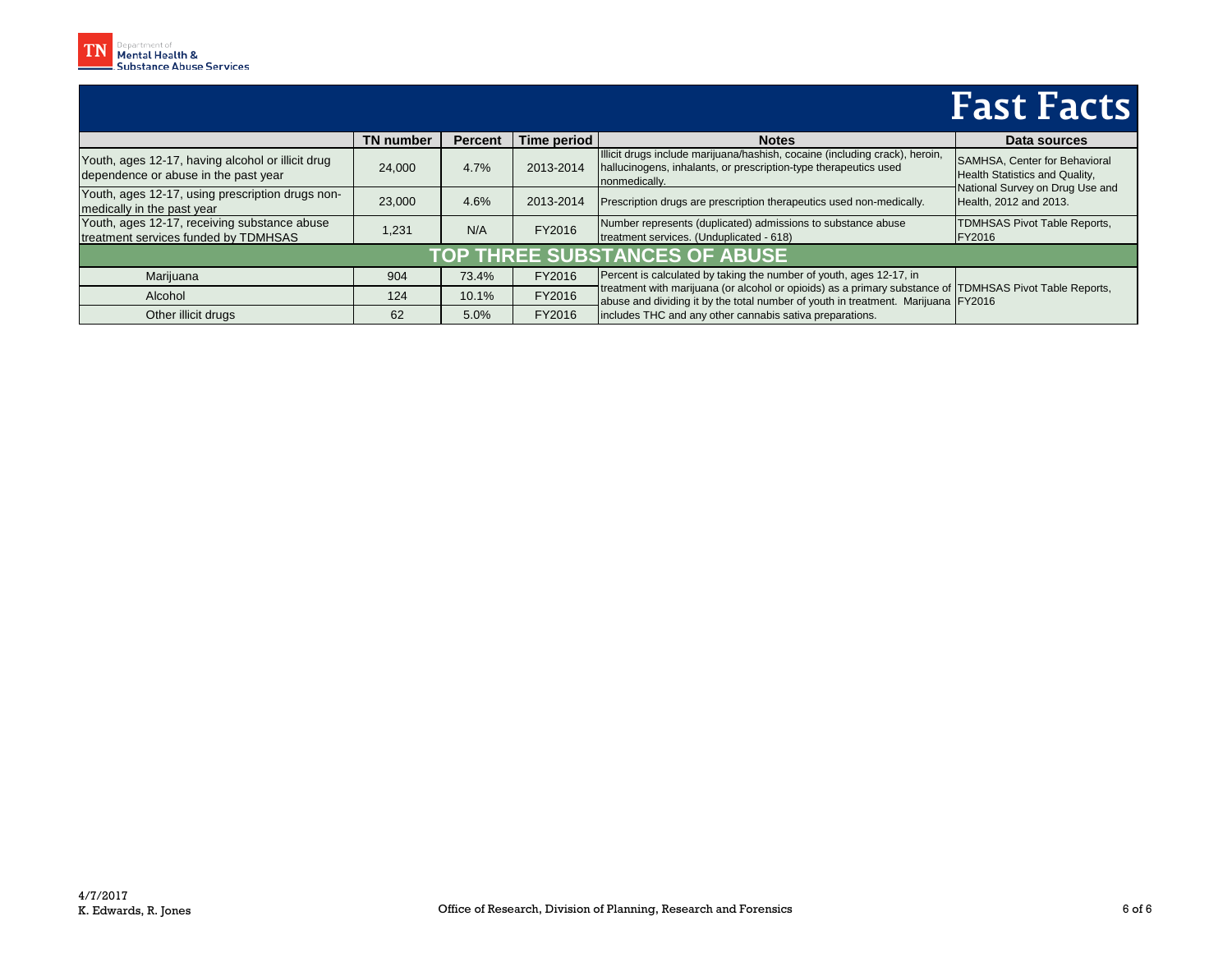# Fast Facts

| | TN number | Percent | Time period | Notes | Data sources |
|---|---|---|---|---|---|
| Youth, ages 12-17, having alcohol or illicit drug dependence or abuse in the past year | 24,000 | 4.7% | 2013-2014 | Illicit drugs include marijuana/hashish, cocaine (including crack), heroin, hallucinogens, inhalants, or prescription-type therapeutics used nonmedically. | SAMHSA, Center for Behavioral Health Statistics and Quality, National Survey on Drug Use and Health, 2012 and 2013. |
| Youth, ages 12-17, using prescription drugs non-medically in the past year | 23,000 | 4.6% | 2013-2014 | Prescription drugs are prescription therapeutics used non-medically. | |
| Youth, ages 12-17, receiving substance abuse treatment services funded by TDMHSAS | 1,231 | N/A | FY2016 | Number represents (duplicated) admissions to substance abuse treatment services. (Unduplicated - 618) | TDMHSAS Pivot Table Reports, FY2016 |
| **TOP THREE SUBSTANCES OF ABUSE** | | | | | |
| Marijuana | 904 | 73.4% | FY2016 | Percent is calculated by taking the number of youth, ages 12-17, in treatment with marijuana (or alcohol or opioids) as a primary substance of abuse and dividing it by the total number of youth in treatment. Marijuana includes THC and any other cannabis sativa preparations. | TDMHSAS Pivot Table Reports, FY2016 |
| Alcohol | 124 | 10.1% | FY2016 | | |
| Other illicit drugs | 62 | 5.0% | FY2016 | | |

4/7/2017
K. Edwards, R. Jones

Office of Research, Division of Planning, Research and Forensics